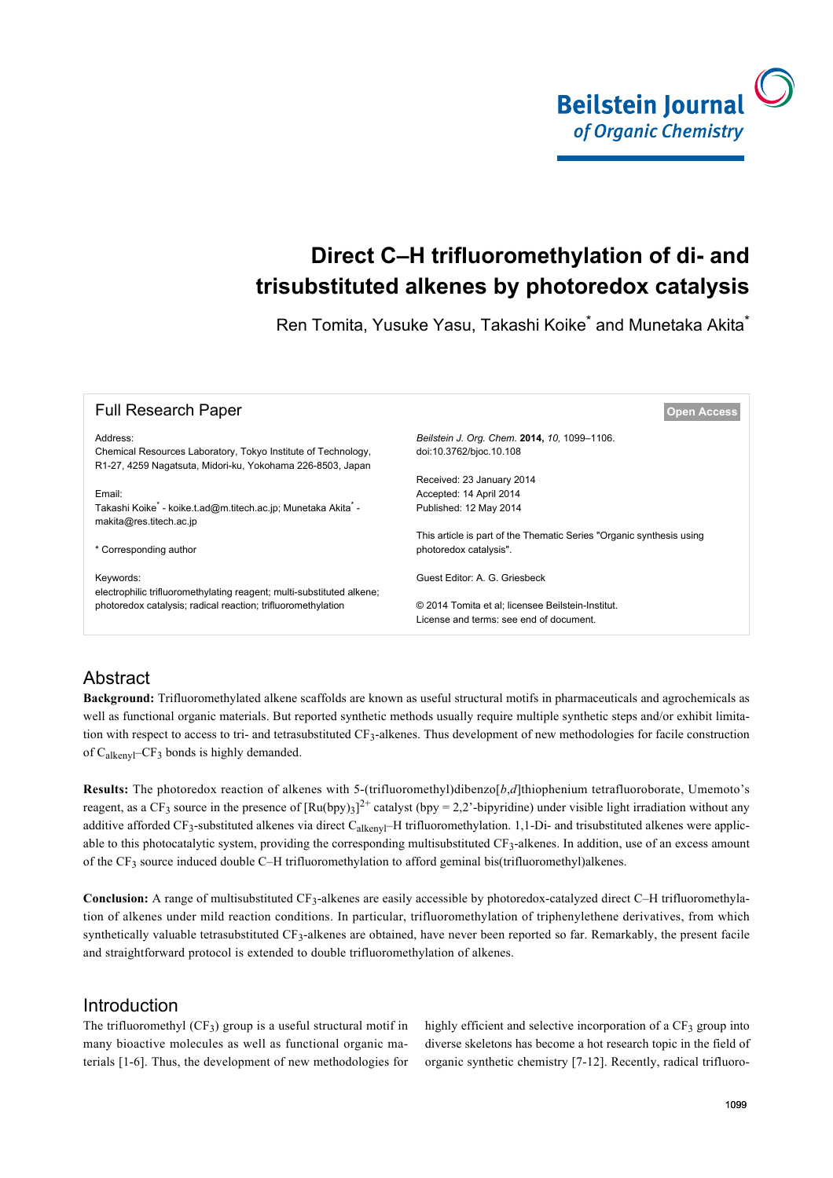# Direct C–H trifluoromethylation of di- and trisubstituted alkenes by photoredox catalysis

Ren Tomita, Yusuke Yasu, Takashi Koike* and Munetaka Akita*

Full Research Paper

Open Access

Address:
Chemical Resources Laboratory, Tokyo Institute of Technology, R1-27, 4259 Nagatsuta, Midori-ku, Yokohama 226-8503, Japan

Email:
Takashi Koike* - koike.t.ad@m.titech.ac.jp; Munetaka Akita* - makita@res.titech.ac.jp

* Corresponding author

Keywords:
electrophilic trifluoromethylating reagent; multi-substituted alkene; photoredox catalysis; radical reaction; trifluoromethylation

*Beilstein J. Org. Chem.* **2014,** *10,* 1099–1106.
doi:10.3762/bjoc.10.108

Received: 23 January 2014
Accepted: 14 April 2014
Published: 12 May 2014

This article is part of the Thematic Series "Organic synthesis using photoredox catalysis".

Guest Editor: A. G. Griesbeck

© 2014 Tomita et al; licensee Beilstein-Institut.
License and terms: see end of document.

## Abstract

**Background:** Trifluoromethylated alkene scaffolds are known as useful structural motifs in pharmaceuticals and agrochemicals as well as functional organic materials. But reported synthetic methods usually require multiple synthetic steps and/or exhibit limitation with respect to access to tri- and tetrasubstituted $CF_3$-alkenes. Thus development of new methodologies for facile construction of $C_{alkenyl}$–$CF_3$ bonds is highly demanded.

**Results:** The photoredox reaction of alkenes with 5-(trifluoromethyl)dibenzo[*b*,*d*]thiophenium tetrafluoroborate, Umemoto's reagent, as a $CF_3$ source in the presence of $[Ru(bpy)_3]^{2+}$ catalyst (bpy = 2,2'-bipyridine) under visible light irradiation without any additive afforded $CF_3$-substituted alkenes via direct $C_{alkenyl}$–H trifluoromethylation. 1,1-Di- and trisubstituted alkenes were applicable to this photocatalytic system, providing the corresponding multisubstituted $CF_3$-alkenes. In addition, use of an excess amount of the $CF_3$ source induced double C–H trifluoromethylation to afford geminal bis(trifluoromethyl)alkenes.

**Conclusion:** A range of multisubstituted $CF_3$-alkenes are easily accessible by photoredox-catalyzed direct C–H trifluoromethylation of alkenes under mild reaction conditions. In particular, trifluoromethylation of triphenylethene derivatives, from which synthetically valuable tetrasubstituted $CF_3$-alkenes are obtained, have never been reported so far. Remarkably, the present facile and straightforward protocol is extended to double trifluoromethylation of alkenes.

## Introduction

The trifluoromethyl ($CF_3$) group is a useful structural motif in many bioactive molecules as well as functional organic materials [1-6]. Thus, the development of new methodologies for highly efficient and selective incorporation of a $CF_3$ group into diverse skeletons has become a hot research topic in the field of organic synthetic chemistry [7-12]. Recently, radical trifluoro-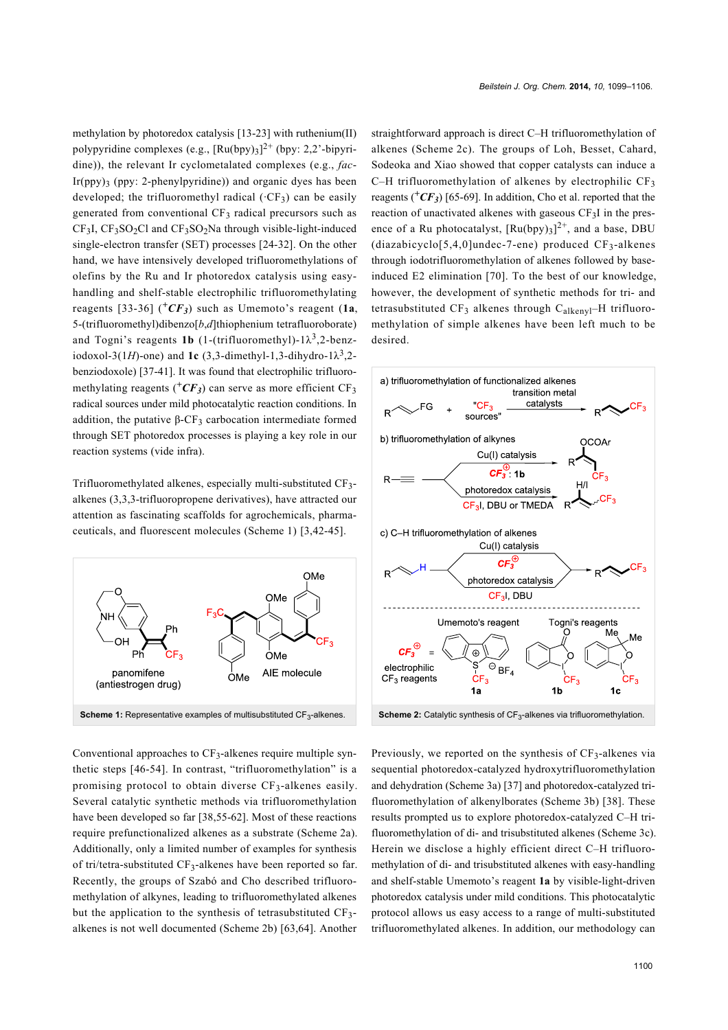methylation by photoredox catalysis [13-23] with ruthenium(II) polypyridine complexes (e.g., $[Ru(bpy)_3]^{2+}$ (bpy: 2,2'-bipyridine)), the relevant Ir cyclometalated complexes (e.g., *fac*-$Ir(ppy)_3$ (ppy: 2-phenylpyridine)) and organic dyes has been developed; the trifluoromethyl radical ($\cdot CF_3$) can be easily generated from conventional $CF_3$ radical precursors such as $CF_3I$, $CF_3SO_2Cl$ and $CF_3SO_2Na$ through visible-light-induced single-electron transfer (SET) processes [24-32]. On the other hand, we have intensively developed trifluoromethylations of olefins by the Ru and Ir photoredox catalysis using easy-handling and shelf-stable electrophilic trifluoromethylating reagents [33-36] ($^+CF_3$) such as Umemoto's reagent (**1a**, 5-(trifluoromethyl)dibenzo[*b*,*d*]thiophenium tetrafluoroborate) and Togni's reagents **1b** (1-(trifluoromethyl)-1λ$^3$,2-benziodoxol-3(1*H*)-one) and **1c** (3,3-dimethyl-1,3-dihydro-1λ$^3$,2-benziodoxole) [37-41]. It was found that electrophilic trifluoromethylating reagents ($^+CF_3$) can serve as more efficient $CF_3$ radical sources under mild photocatalytic reaction conditions. In addition, the putative β-$CF_3$ carbocation intermediate formed through SET photoredox processes is playing a key role in our reaction systems (vide infra).

Trifluoromethylated alkenes, especially multi-substituted $CF_3$-alkenes (3,3,3-trifluoropropene derivatives), have attracted our attention as fascinating scaffolds for agrochemicals, pharmaceuticals, and fluorescent molecules (Scheme 1) [3,42-45].

**Scheme 1:** Representative examples of multisubstituted $CF_3$-alkenes.

Conventional approaches to $CF_3$-alkenes require multiple synthetic steps [46-54]. In contrast, "trifluoromethylation" is a promising protocol to obtain diverse $CF_3$-alkenes easily. Several catalytic synthetic methods via trifluoromethylation have been developed so far [38,55-62]. Most of these reactions require prefunctionalized alkenes as a substrate (Scheme 2a). Additionally, only a limited number of examples for synthesis of tri/tetra-substituted $CF_3$-alkenes have been reported so far. Recently, the groups of Szabó and Cho described trifluoromethylation of alkynes, leading to trifluoromethylated alkenes but the application to the synthesis of tetrasubstituted $CF_3$-alkenes is not well documented (Scheme 2b) [63,64]. Another straightforward approach is direct C–H trifluoromethylation of alkenes (Scheme 2c). The groups of Loh, Besset, Cahard, Sodeoka and Xiao showed that copper catalysts can induce a C–H trifluoromethylation of alkenes by electrophilic $CF_3$ reagents ($^+CF_3$) [65-69]. In addition, Cho et al. reported that the reaction of unactivated alkenes with gaseous $CF_3I$ in the presence of a Ru photocatalyst, $[Ru(bpy)_3]^{2+}$, and a base, DBU (diazabicyclo[5,4,0]undec-7-ene) produced $CF_3$-alkenes through iodotrifluoromethylation of alkenes followed by base-induced E2 elimination [70]. To the best of our knowledge, however, the development of synthetic methods for tri- and tetrasubstituted $CF_3$ alkenes through $C_{alkenyl}$–H trifluoromethylation of simple alkenes have been left much to be desired.

**Scheme 2:** Catalytic synthesis of $CF_3$-alkenes via trifluoromethylation.

Previously, we reported on the synthesis of $CF_3$-alkenes via sequential photoredox-catalyzed hydroxytrifluoromethylation and dehydration (Scheme 3a) [37] and photoredox-catalyzed trifluoromethylation of alkenylborates (Scheme 3b) [38]. These results prompted us to explore photoredox-catalyzed C–H trifluoromethylation of di- and trisubstituted alkenes (Scheme 3c). Herein we disclose a highly efficient direct C–H trifluoromethylation of di- and trisubstituted alkenes with easy-handling and shelf-stable Umemoto's reagent **1a** by visible-light-driven photoredox catalysis under mild conditions. This photocatalytic protocol allows us easy access to a range of multi-substituted trifluoromethylated alkenes. In addition, our methodology can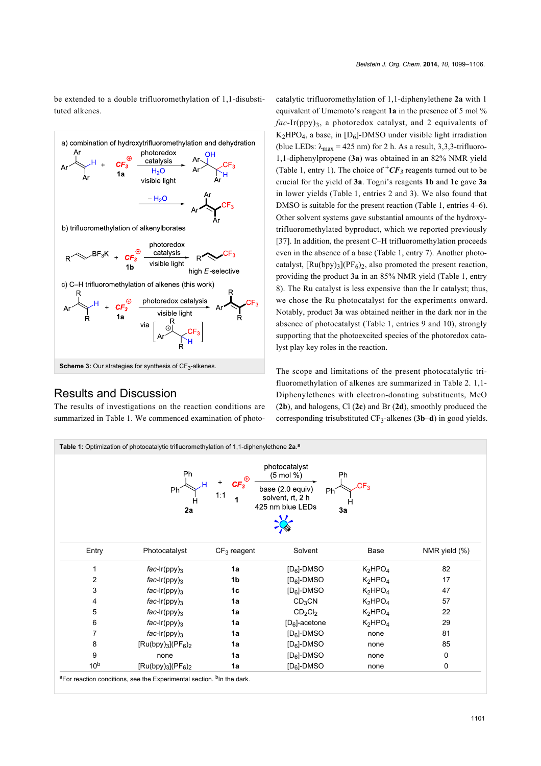be extended to a double trifluoromethylation of 1,1-disubstituted alkenes.

Scheme 3: Our strategies for synthesis of $CF_3$-alkenes.

## Results and Discussion

The results of investigations on the reaction conditions are summarized in Table 1. We commenced examination of photocatalytic trifluoromethylation of 1,1-diphenylethene **2a** with 1 equivalent of Umemoto's reagent **1a** in the presence of 5 mol % *fac*-Ir(ppy)$_3$, a photoredox catalyst, and 2 equivalents of $K_2HPO_4$, a base, in [D$_6$]-DMSO under visible light irradiation (blue LEDs: $\lambda_{max}$ = 425 nm) for 2 h. As a result, 3,3,3-trifluoro-1,1-diphenylpropene (**3a**) was obtained in an 82% NMR yield (Table 1, entry 1). The choice of $^{+}CF_3$ reagents turned out to be crucial for the yield of **3a**. Togni's reagents **1b** and **1c** gave **3a** in lower yields (Table 1, entries 2 and 3). We also found that DMSO is suitable for the present reaction (Table 1, entries 4–6). Other solvent systems gave substantial amounts of the hydroxytrifluoromethylated byproduct, which we reported previously [37]. In addition, the present C–H trifluoromethylation proceeds even in the absence of a base (Table 1, entry 7). Another photocatalyst, [Ru(bpy)$_3$](PF$_6$)$_2$, also promoted the present reaction, providing the product **3a** in an 85% NMR yield (Table 1, entry 8). The Ru catalyst is less expensive than the Ir catalyst; thus, we chose the Ru photocatalyst for the experiments onward. Notably, product **3a** was obtained neither in the dark nor in the absence of photocatalyst (Table 1, entries 9 and 10), strongly supporting that the photoexcited species of the photoredox catalyst play key roles in the reaction.

The scope and limitations of the present photocatalytic trifluoromethylation of alkenes are summarized in Table 2. 1,1-Diphenylethenes with electron-donating substituents, MeO (**2b**), and halogens, Cl (**2c**) and Br (**2d**), smoothly produced the corresponding trisubstituted $CF_3$-alkenes (**3b–d**) in good yields.

Table 1: Optimization of photocatalytic trifluoromethylation of 1,1-diphenylethene **2a**.[a]

| Entry | Photocatalyst | $CF_3$ reagent | Solvent | Base | NMR yield (%) |
|---|---|---|---|---|---|
| 1 | *fac*-Ir(ppy)$_3$ | **1a** | [D$_6$]-DMSO | $K_2HPO_4$ | 82 |
| 2 | *fac*-Ir(ppy)$_3$ | **1b** | [D$_6$]-DMSO | $K_2HPO_4$ | 17 |
| 3 | *fac*-Ir(ppy)$_3$ | **1c** | [D$_6$]-DMSO | $K_2HPO_4$ | 47 |
| 4 | *fac*-Ir(ppy)$_3$ | **1a** | $CD_3CN$ | $K_2HPO_4$ | 57 |
| 5 | *fac*-Ir(ppy)$_3$ | **1a** | $CD_2Cl_2$ | $K_2HPO_4$ | 22 |
| 6 | *fac*-Ir(ppy)$_3$ | **1a** | [D$_6$]-acetone | $K_2HPO_4$ | 29 |
| 7 | *fac*-Ir(ppy)$_3$ | **1a** | [D$_6$]-DMSO | none | 81 |
| 8 | [Ru(bpy)$_3$](PF$_6$)$_2$ | **1a** | [D$_6$]-DMSO | none | 85 |
| 9 | none | **1a** | [D$_6$]-DMSO | none | 0 |
| 10[b] | [Ru(bpy)$_3$](PF$_6$)$_2$ | **1a** | [D$_6$]-DMSO | none | 0 |

[a]For reaction conditions, see the Experimental section. [b]In the dark.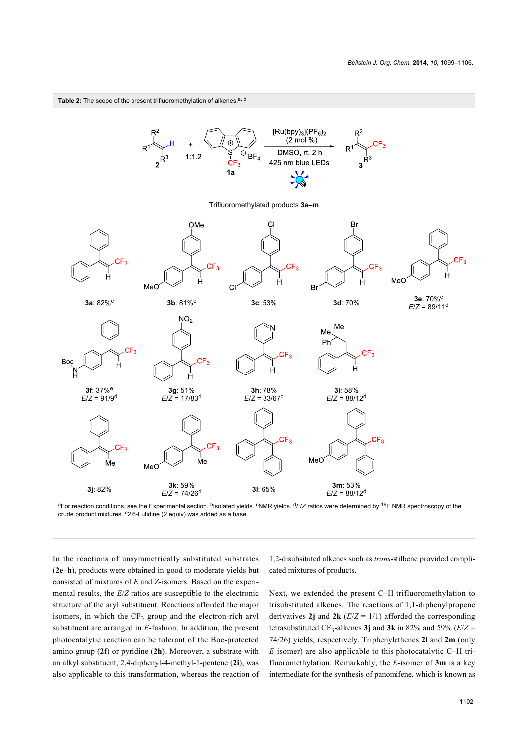**Table 2:** The scope of the present trifluoromethylation of alkenes.[a, b]

Trifluoromethylated products **3a–m**

| Product | Yield | E/Z |
|---|---|---|
| **3a** | 82%[c] | |
| **3b** | 81%[c] | |
| **3c** | 53% | |
| **3d** | 70% | |
| **3e** | 70%[c] | E/Z = 89/11[d] |
| **3f** | 37%[e] | E/Z = 91/9[d] |
| **3g** | 51% | E/Z = 17/83[d] |
| **3h** | 78% | E/Z = 33/67[d] |
| **3i** | 58% | E/Z = 88/12[d] |
| **3j** | 82% | |
| **3k** | 59% | E/Z = 74/26[d] |
| **3l** | 65% | |
| **3m** | 53% | E/Z = 88/12[d] |

[a]For reaction conditions, see the Experimental section. [b]Isolated yields. [c]NMR yields. [d]*E*/*Z* ratios were determined by $^{19}$F NMR spectroscopy of the crude product mixtures. [e]2,6-Lutidine (2 equiv) was added as a base.

In the reactions of unsymmetrically substituted substrates (**2e**–**h**), products were obtained in good to moderate yields but consisted of mixtures of *E* and *Z*-isomers. Based on the experimental results, the *E*/*Z* ratios are susceptible to the electronic structure of the aryl substituent. Reactions afforded the major isomers, in which the $CF_3$ group and the electron-rich aryl substituent are arranged in *E*-fashion. In addition, the present photocatalytic reaction can be tolerant of the Boc-protected amino group (**2f**) or pyridine (**2h**). Moreover, a substrate with an alkyl substituent, 2,4-diphenyl-4-methyl-1-pentene (**2i**), was also applicable to this transformation, whereas the reaction of 1,2-disubsituted alkenes such as *trans*-stilbene provided complicated mixtures of products.

Next, we extended the present C–H trifluoromethylation to trisubstituted alkenes. The reactions of 1,1-diphenylpropene derivatives **2j** and **2k** (*E*/*Z* = 1/1) afforded the corresponding tetrasubstituted $CF_3$-alkenes **3j** and **3k** in 82% and 59% (*E*/*Z* = 74/26) yields, respectively. Triphenylethenes **2l** and **2m** (only *E*-isomer) are also applicable to this photocatalytic C–H trifluoromethylation. Remarkably, the *E*-isomer of **3m** is a key intermediate for the synthesis of panomifene, which is known as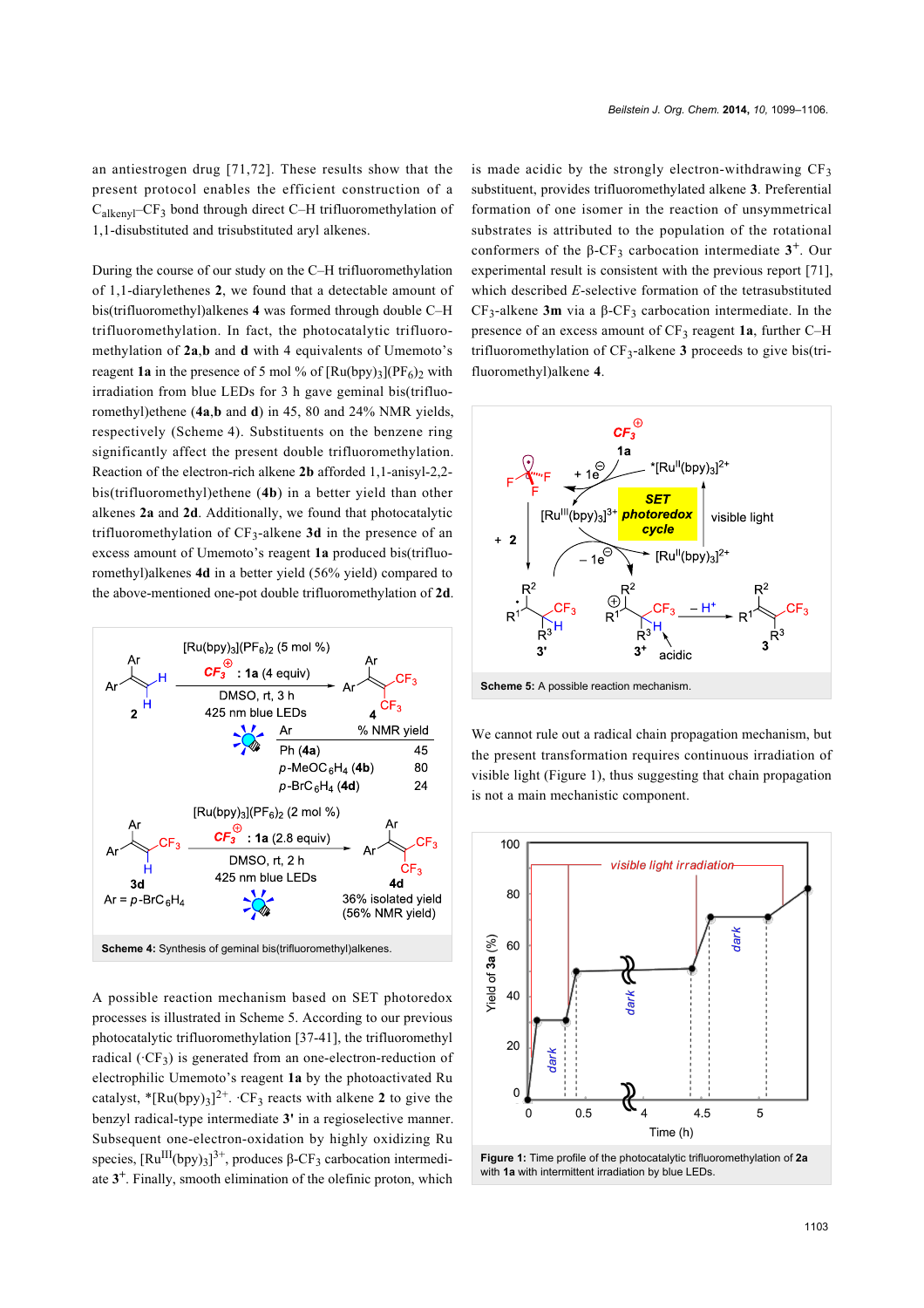an antiestrogen drug [71,72]. These results show that the present protocol enables the efficient construction of a $C_{alkenyl}–CF_3$ bond through direct C–H trifluoromethylation of 1,1-disubstituted and trisubstituted aryl alkenes.

During the course of our study on the C–H trifluoromethylation of 1,1-diarylethenes **2**, we found that a detectable amount of bis(trifluoromethyl)alkenes **4** was formed through double C–H trifluoromethylation. In fact, the photocatalytic trifluoromethylation of **2a**,**b** and **d** with 4 equivalents of Umemoto's reagent **1a** in the presence of 5 mol % of $[Ru(bpy)_3](PF_6)_2$ with irradiation from blue LEDs for 3 h gave geminal bis(trifluoromethyl)ethene (**4a**,**b** and **d**) in 45, 80 and 24% NMR yields, respectively (Scheme 4). Substituents on the benzene ring significantly affect the present double trifluoromethylation. Reaction of the electron-rich alkene **2b** afforded 1,1-anisyl-2,2-bis(trifluoromethyl)ethene (**4b**) in a better yield than other alkenes **2a** and **2d**. Additionally, we found that photocatalytic trifluoromethylation of $CF_3$-alkene **3d** in the presence of an excess amount of Umemoto's reagent **1a** produced bis(trifluoromethyl)alkenes **4d** in a better yield (56% yield) compared to the above-mentioned one-pot double trifluoromethylation of **2d**.

**Scheme 4:** Synthesis of geminal bis(trifluoromethyl)alkenes.

A possible reaction mechanism based on SET photoredox processes is illustrated in Scheme 5. According to our previous photocatalytic trifluoromethylation [37-41], the trifluoromethyl radical ($\cdot CF_3$) is generated from an one-electron-reduction of electrophilic Umemoto's reagent **1a** by the photoactivated Ru catalyst, $*[Ru(bpy)_3]^{2+}$. $\cdot CF_3$ reacts with alkene **2** to give the benzyl radical-type intermediate **3'** in a regioselective manner. Subsequent one-electron-oxidation by highly oxidizing Ru species, $[Ru^{III}(bpy)_3]^{3+}$, produces β-$CF_3$ carbocation intermediate $3^+$. Finally, smooth elimination of the olefinic proton, which is made acidic by the strongly electron-withdrawing $CF_3$ substituent, provides trifluoromethylated alkene **3**. Preferential formation of one isomer in the reaction of unsymmetrical substrates is attributed to the population of the rotational conformers of the β-$CF_3$ carbocation intermediate $3^+$. Our experimental result is consistent with the previous report [71], which described *E*-selective formation of the tetrasubstituted $CF_3$-alkene **3m** via a β-$CF_3$ carbocation intermediate. In the presence of an excess amount of $CF_3$ reagent **1a**, further C–H trifluoromethylation of $CF_3$-alkene **3** proceeds to give bis(trifluoromethyl)alkene **4**.

**Scheme 5:** A possible reaction mechanism.

We cannot rule out a radical chain propagation mechanism, but the present transformation requires continuous irradiation of visible light (Figure 1), thus suggesting that chain propagation is not a main mechanistic component.

**Figure 1:** Time profile of the photocatalytic trifluoromethylation of **2a** with **1a** with intermittent irradiation by blue LEDs.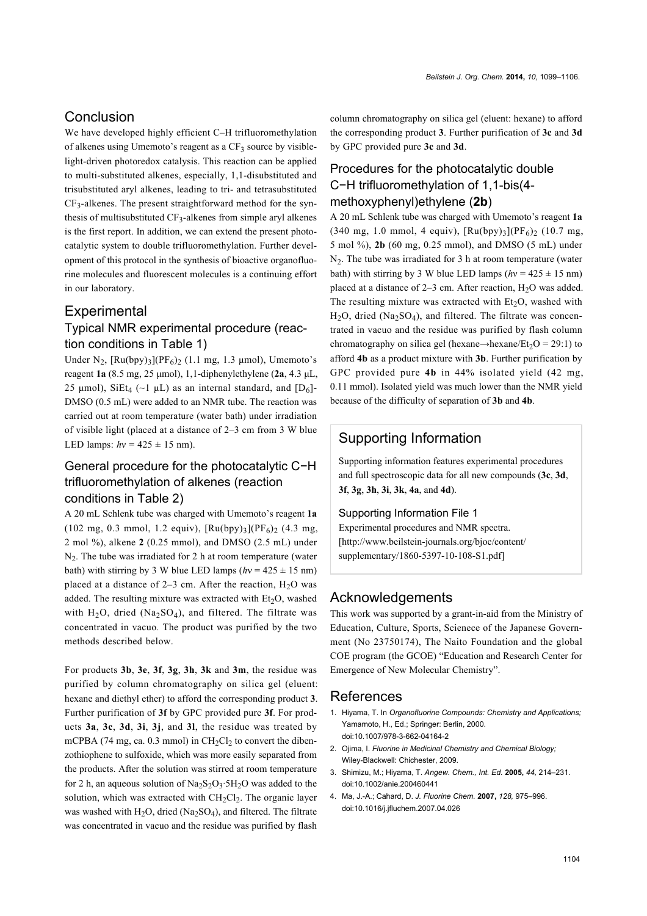## Conclusion

We have developed highly efficient C–H trifluoromethylation of alkenes using Umemoto's reagent as a $CF_3$ source by visible-light-driven photoredox catalysis. This reaction can be applied to multi-substituted alkenes, especially, 1,1-disubstituted and trisubstituted aryl alkenes, leading to tri- and tetrasubstituted $CF_3$-alkenes. The present straightforward method for the synthesis of multisubstituted $CF_3$-alkenes from simple aryl alkenes is the first report. In addition, we can extend the present photocatalytic system to double trifluoromethylation. Further development of this protocol in the synthesis of bioactive organofluorine molecules and fluorescent molecules is a continuing effort in our laboratory.

## Experimental

### Typical NMR experimental procedure (reaction conditions in Table 1)

Under $N_2$, $[Ru(bpy)_3](PF_6)_2$ (1.1 mg, 1.3 μmol), Umemoto's reagent **1a** (8.5 mg, 25 μmol), 1,1-diphenylethylene (**2a**, 4.3 μL, 25 μmol), $SiEt_4$ (~1 μL) as an internal standard, and $[D_6]$-DMSO (0.5 mL) were added to an NMR tube. The reaction was carried out at room temperature (water bath) under irradiation of visible light (placed at a distance of 2–3 cm from 3 W blue LED lamps: $h\nu = 425 \pm 15$ nm).

### General procedure for the photocatalytic C−H trifluoromethylation of alkenes (reaction conditions in Table 2)

A 20 mL Schlenk tube was charged with Umemoto's reagent **1a** (102 mg, 0.3 mmol, 1.2 equiv), $[Ru(bpy)_3](PF_6)_2$ (4.3 mg, 2 mol %), alkene **2** (0.25 mmol), and DMSO (2.5 mL) under $N_2$. The tube was irradiated for 2 h at room temperature (water bath) with stirring by 3 W blue LED lamps ($h\nu = 425 \pm 15$ nm) placed at a distance of 2–3 cm. After the reaction, $H_2O$ was added. The resulting mixture was extracted with $Et_2O$, washed with $H_2O$, dried ($Na_2SO_4$), and filtered. The filtrate was concentrated in vacuo. The product was purified by the two methods described below.

For products **3b**, **3e**, **3f**, **3g**, **3h**, **3k** and **3m**, the residue was purified by column chromatography on silica gel (eluent: hexane and diethyl ether) to afford the corresponding product **3**. Further purification of **3f** by GPC provided pure **3f**. For products **3a**, **3c**, **3d**, **3i**, **3j**, and **3l**, the residue was treated by mCPBA (74 mg, ca. 0.3 mmol) in $CH_2Cl_2$ to convert the dibenzothiophene to sulfoxide, which was more easily separated from the products. After the solution was stirred at room temperature for 2 h, an aqueous solution of $Na_2S_2O_3 \cdot 5H_2O$ was added to the solution, which was extracted with $CH_2Cl_2$. The organic layer was washed with $H_2O$, dried ($Na_2SO_4$), and filtered. The filtrate was concentrated in vacuo and the residue was purified by flash column chromatography on silica gel (eluent: hexane) to afford the corresponding product **3**. Further purification of **3c** and **3d** by GPC provided pure **3c** and **3d**.

### Procedures for the photocatalytic double C−H trifluoromethylation of 1,1-bis(4-methoxyphenyl)ethylene (2b)

A 20 mL Schlenk tube was charged with Umemoto's reagent **1a** (340 mg, 1.0 mmol, 4 equiv), $[Ru(bpy)_3](PF_6)_2$ (10.7 mg, 5 mol %), **2b** (60 mg, 0.25 mmol), and DMSO (5 mL) under $N_2$. The tube was irradiated for 3 h at room temperature (water bath) with stirring by 3 W blue LED lamps ($h\nu = 425 \pm 15$ nm) placed at a distance of 2–3 cm. After reaction, $H_2O$ was added. The resulting mixture was extracted with $Et_2O$, washed with $H_2O$, dried ($Na_2SO_4$), and filtered. The filtrate was concentrated in vacuo and the residue was purified by flash column chromatography on silica gel (hexane→hexane/$Et_2O$ = 29:1) to afford **4b** as a product mixture with **3b**. Further purification by GPC provided pure **4b** in 44% isolated yield (42 mg, 0.11 mmol). Isolated yield was much lower than the NMR yield because of the difficulty of separation of **3b** and **4b**.

## Supporting Information

Supporting information features experimental procedures and full spectroscopic data for all new compounds (**3c**, **3d**, **3f**, **3g**, **3h**, **3i**, **3k**, **4a**, and **4d**).

Supporting Information File 1

Experimental procedures and NMR spectra.
[http://www.beilstein-journals.org/bjoc/content/supplementary/1860-5397-10-108-S1.pdf]

## Acknowledgements

This work was supported by a grant-in-aid from the Ministry of Education, Culture, Sports, Scienece of the Japanese Government (No 23750174), The Naito Foundation and the global COE program (the GCOE) "Education and Research Center for Emergence of New Molecular Chemistry".

## References

1. Hiyama, T. In *Organofluorine Compounds: Chemistry and Applications;* Yamamoto, H., Ed.; Springer: Berlin, 2000. doi:10.1007/978-3-662-04164-2
2. Ojima, I. *Fluorine in Medicinal Chemistry and Chemical Biology;* Wiley-Blackwell: Chichester, 2009.
3. Shimizu, M.; Hiyama, T. *Angew. Chem., Int. Ed.* **2005,** *44,* 214–231. doi:10.1002/anie.200460441
4. Ma, J.-A.; Cahard, D. *J. Fluorine Chem.* **2007,** *128,* 975–996. doi:10.1016/j.jfluchem.2007.04.026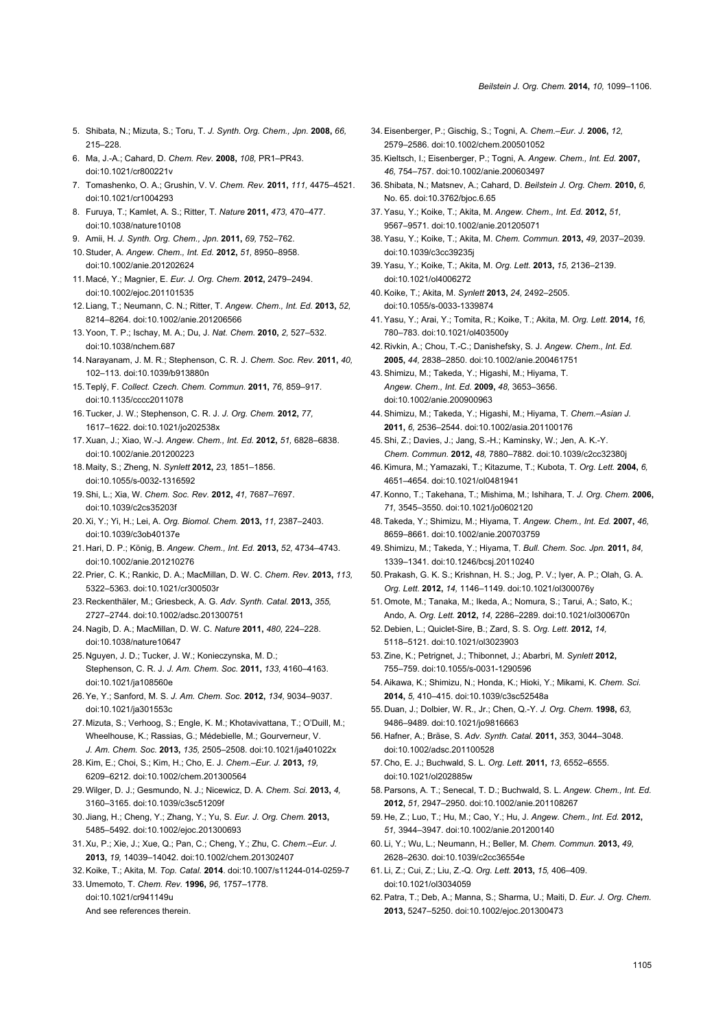5. Shibata, N.; Mizuta, S.; Toru, T. *J. Synth. Org. Chem., Jpn.* **2008,** *66,* 215–228.
6. Ma, J.-A.; Cahard, D. *Chem. Rev.* **2008,** *108,* PR1–PR43. doi:10.1021/cr800221v
7. Tomashenko, O. A.; Grushin, V. V. *Chem. Rev.* **2011,** *111,* 4475–4521. doi:10.1021/cr1004293
8. Furuya, T.; Kamlet, A. S.; Ritter, T. *Nature* **2011,** *473,* 470–477. doi:10.1038/nature10108
9. Amii, H. *J. Synth. Org. Chem., Jpn.* **2011,** *69,* 752–762.
10. Studer, A. *Angew. Chem., Int. Ed.* **2012,** *51,* 8950–8958. doi:10.1002/anie.201202624
11. Macé, Y.; Magnier, E. *Eur. J. Org. Chem.* **2012,** 2479–2494. doi:10.1002/ejoc.201101535
12. Liang, T.; Neumann, C. N.; Ritter, T. *Angew. Chem., Int. Ed.* **2013,** *52,* 8214–8264. doi:10.1002/anie.201206566
13. Yoon, T. P.; Ischay, M. A.; Du, J. *Nat. Chem.* **2010,** *2,* 527–532. doi:10.1038/nchem.687
14. Narayanam, J. M. R.; Stephenson, C. R. J. *Chem. Soc. Rev.* **2011,** *40,* 102–113. doi:10.1039/b913880n
15. Teplý, F. *Collect. Czech. Chem. Commun.* **2011,** *76,* 859–917. doi:10.1135/cccc2011078
16. Tucker, J. W.; Stephenson, C. R. J. *J. Org. Chem.* **2012,** *77,* 1617–1622. doi:10.1021/jo202538x
17. Xuan, J.; Xiao, W.-J. *Angew. Chem., Int. Ed.* **2012,** *51,* 6828–6838. doi:10.1002/anie.201200223
18. Maity, S.; Zheng, N. *Synlett* **2012,** *23,* 1851–1856. doi:10.1055/s-0032-1316592
19. Shi, L.; Xia, W. *Chem. Soc. Rev.* **2012,** *41,* 7687–7697. doi:10.1039/c2cs35203f
20. Xi, Y.; Yi, H.; Lei, A. *Org. Biomol. Chem.* **2013,** *11,* 2387–2403. doi:10.1039/c3ob40137e
21. Hari, D. P.; König, B. *Angew. Chem., Int. Ed.* **2013,** *52,* 4734–4743. doi:10.1002/anie.201210276
22. Prier, C. K.; Rankic, D. A.; MacMillan, D. W. C. *Chem. Rev.* **2013,** *113,* 5322–5363. doi:10.1021/cr300503r
23. Reckenthäler, M.; Griesbeck, A. G. *Adv. Synth. Catal.* **2013,** *355,* 2727–2744. doi:10.1002/adsc.201300751
24. Nagib, D. A.; MacMillan, D. W. C. *Nature* **2011,** *480,* 224–228. doi:10.1038/nature10647
25. Nguyen, J. D.; Tucker, J. W.; Konieczynska, M. D.; Stephenson, C. R. J. *J. Am. Chem. Soc.* **2011,** *133,* 4160–4163. doi:10.1021/ja108560e
26. Ye, Y.; Sanford, M. S. *J. Am. Chem. Soc.* **2012,** *134,* 9034–9037. doi:10.1021/ja301553c
27. Mizuta, S.; Verhoog, S.; Engle, K. M.; Khotavivattana, T.; O'Duill, M.; Wheelhouse, K.; Rassias, G.; Médebielle, M.; Gourverneur, V. *J. Am. Chem. Soc.* **2013,** *135,* 2505–2508. doi:10.1021/ja401022x
28. Kim, E.; Choi, S.; Kim, H.; Cho, E. J. *Chem.–Eur. J.* **2013,** *19,* 6209–6212. doi:10.1002/chem.201300564
29. Wilger, D. J.; Gesmundo, N. J.; Nicewicz, D. A. *Chem. Sci.* **2013,** *4,* 3160–3165. doi:10.1039/c3sc51209f
30. Jiang, H.; Cheng, Y.; Zhang, Y.; Yu, S. *Eur. J. Org. Chem.* **2013,** 5485–5492. doi:10.1002/ejoc.201300693
31. Xu, P.; Xie, J.; Xue, Q.; Pan, C.; Cheng, Y.; Zhu, C. *Chem.–Eur. J.* **2013,** *19,* 14039–14042. doi:10.1002/chem.201302407
32. Koike, T.; Akita, M. *Top. Catal.* **2014**. doi:10.1007/s11244-014-0259-7
33. Umemoto, T. *Chem. Rev.* **1996,** *96,* 1757–1778. doi:10.1021/cr941149u
And see references therein.
34. Eisenberger, P.; Gischig, S.; Togni, A. *Chem.–Eur. J.* **2006,** *12,* 2579–2586. doi:10.1002/chem.200501052
35. Kieltsch, I.; Eisenberger, P.; Togni, A. *Angew. Chem., Int. Ed.* **2007,** *46,* 754–757. doi:10.1002/anie.200603497
36. Shibata, N.; Matsnev, A.; Cahard, D. *Beilstein J. Org. Chem.* **2010,** *6,* No. 65. doi:10.3762/bjoc.6.65
37. Yasu, Y.; Koike, T.; Akita, M. *Angew. Chem., Int. Ed.* **2012,** *51,* 9567–9571. doi:10.1002/anie.201205071
38. Yasu, Y.; Koike, T.; Akita, M. *Chem. Commun.* **2013,** *49,* 2037–2039. doi:10.1039/c3cc39235j
39. Yasu, Y.; Koike, T.; Akita, M. *Org. Lett.* **2013,** *15,* 2136–2139. doi:10.1021/ol4006272
40. Koike, T.; Akita, M. *Synlett* **2013,** *24,* 2492–2505. doi:10.1055/s-0033-1339874
41. Yasu, Y.; Arai, Y.; Tomita, R.; Koike, T.; Akita, M. *Org. Lett.* **2014,** *16,* 780–783. doi:10.1021/ol403500y
42. Rivkin, A.; Chou, T.-C.; Danishefsky, S. J. *Angew. Chem., Int. Ed.* **2005,** *44,* 2838–2850. doi:10.1002/anie.200461751
43. Shimizu, M.; Takeda, Y.; Higashi, M.; Hiyama, T. *Angew. Chem., Int. Ed.* **2009,** *48,* 3653–3656. doi:10.1002/anie.200900963
44. Shimizu, M.; Takeda, Y.; Higashi, M.; Hiyama, T. *Chem.–Asian J.* **2011,** *6,* 2536–2544. doi:10.1002/asia.201100176
45. Shi, Z.; Davies, J.; Jang, S.-H.; Kaminsky, W.; Jen, A. K.-Y. *Chem. Commun.* **2012,** *48,* 7880–7882. doi:10.1039/c2cc32380j
46. Kimura, M.; Yamazaki, T.; Kitazume, T.; Kubota, T. *Org. Lett.* **2004,** *6,* 4651–4654. doi:10.1021/ol0481941
47. Konno, T.; Takehana, T.; Mishima, M.; Ishihara, T. *J. Org. Chem.* **2006,** *71,* 3545–3550. doi:10.1021/jo0602120
48. Takeda, Y.; Shimizu, M.; Hiyama, T. *Angew. Chem., Int. Ed.* **2007,** *46,* 8659–8661. doi:10.1002/anie.200703759
49. Shimizu, M.; Takeda, Y.; Hiyama, T. *Bull. Chem. Soc. Jpn.* **2011,** *84,* 1339–1341. doi:10.1246/bcsj.20110240
50. Prakash, G. K. S.; Krishnan, H. S.; Jog, P. V.; Iyer, A. P.; Olah, G. A. *Org. Lett.* **2012,** *14,* 1146–1149. doi:10.1021/ol300076y
51. Omote, M.; Tanaka, M.; Ikeda, A.; Nomura, S.; Tarui, A.; Sato, K.; Ando, A. *Org. Lett.* **2012,** *14,* 2286–2289. doi:10.1021/ol300670n
52. Debien, L.; Quiclet-Sire, B.; Zard, S. S. *Org. Lett.* **2012,** *14,* 5118–5121. doi:10.1021/ol3023903
53. Zine, K.; Petrignet, J.; Thibonnet, J.; Abarbri, M. *Synlett* **2012,** 755–759. doi:10.1055/s-0031-1290596
54. Aikawa, K.; Shimizu, N.; Honda, K.; Hioki, Y.; Mikami, K. *Chem. Sci.* **2014,** *5,* 410–415. doi:10.1039/c3sc52548a
55. Duan, J.; Dolbier, W. R., Jr.; Chen, Q.-Y. *J. Org. Chem.* **1998,** *63,* 9486–9489. doi:10.1021/jo9816663
56. Hafner, A.; Bräse, S. *Adv. Synth. Catal.* **2011,** *353,* 3044–3048. doi:10.1002/adsc.201100528
57. Cho, E. J.; Buchwald, S. L. *Org. Lett.* **2011,** *13,* 6552–6555. doi:10.1021/ol202885w
58. Parsons, A. T.; Senecal, T. D.; Buchwald, S. L. *Angew. Chem., Int. Ed.* **2012,** *51,* 2947–2950. doi:10.1002/anie.201108267
59. He, Z.; Luo, T.; Hu, M.; Cao, Y.; Hu, J. *Angew. Chem., Int. Ed.* **2012,** *51,* 3944–3947. doi:10.1002/anie.201200140
60. Li, Y.; Wu, L.; Neumann, H.; Beller, M. *Chem. Commun.* **2013,** *49,* 2628–2630. doi:10.1039/c2cc36554e
61. Li, Z.; Cui, Z.; Liu, Z.-Q. *Org. Lett.* **2013,** *15,* 406–409. doi:10.1021/ol3034059
62. Patra, T.; Deb, A.; Manna, S.; Sharma, U.; Maiti, D. *Eur. J. Org. Chem.* **2013,** 5247–5250. doi:10.1002/ejoc.201300473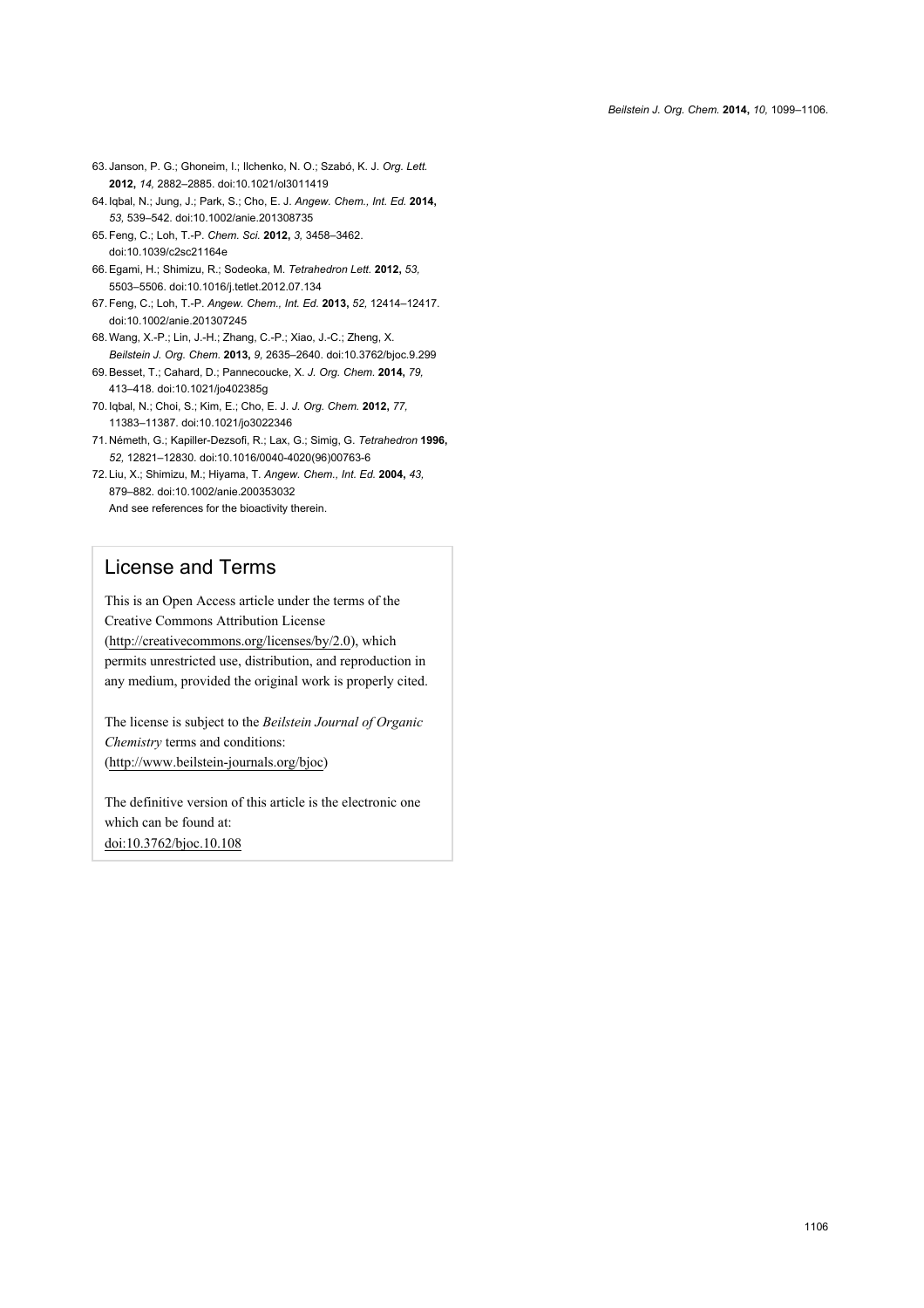63. Janson, P. G.; Ghoneim, I.; Ilchenko, N. O.; Szabó, K. J. *Org. Lett.* **2012,** *14,* 2882–2885. doi:10.1021/ol3011419
64. Iqbal, N.; Jung, J.; Park, S.; Cho, E. J. *Angew. Chem., Int. Ed.* **2014,** *53,* 539–542. doi:10.1002/anie.201308735
65. Feng, C.; Loh, T.-P. *Chem. Sci.* **2012,** *3,* 3458–3462. doi:10.1039/c2sc21164e
66. Egami, H.; Shimizu, R.; Sodeoka, M. *Tetrahedron Lett.* **2012,** *53,* 5503–5506. doi:10.1016/j.tetlet.2012.07.134
67. Feng, C.; Loh, T.-P. *Angew. Chem., Int. Ed.* **2013,** *52,* 12414–12417. doi:10.1002/anie.201307245
68. Wang, X.-P.; Lin, J.-H.; Zhang, C.-P.; Xiao, J.-C.; Zheng, X. *Beilstein J. Org. Chem.* **2013,** *9,* 2635–2640. doi:10.3762/bjoc.9.299
69. Besset, T.; Cahard, D.; Pannecoucke, X. *J. Org. Chem.* **2014,** *79,* 413–418. doi:10.1021/jo402385g
70. Iqbal, N.; Choi, S.; Kim, E.; Cho, E. J. *J. Org. Chem.* **2012,** *77,* 11383–11387. doi:10.1021/jo3022346
71. Németh, G.; Kapiller-Dezsofi, R.; Lax, G.; Simig, G. *Tetrahedron* **1996,** *52,* 12821–12830. doi:10.1016/0040-4020(96)00763-6
72. Liu, X.; Shimizu, M.; Hiyama, T. *Angew. Chem., Int. Ed.* **2004,** *43,* 879–882. doi:10.1002/anie.200353032
    And see references for the bioactivity therein.

## License and Terms

This is an Open Access article under the terms of the Creative Commons Attribution License (http://creativecommons.org/licenses/by/2.0), which permits unrestricted use, distribution, and reproduction in any medium, provided the original work is properly cited.

The license is subject to the *Beilstein Journal of Organic Chemistry* terms and conditions: (http://www.beilstein-journals.org/bjoc)

The definitive version of this article is the electronic one which can be found at:
doi:10.3762/bjoc.10.108